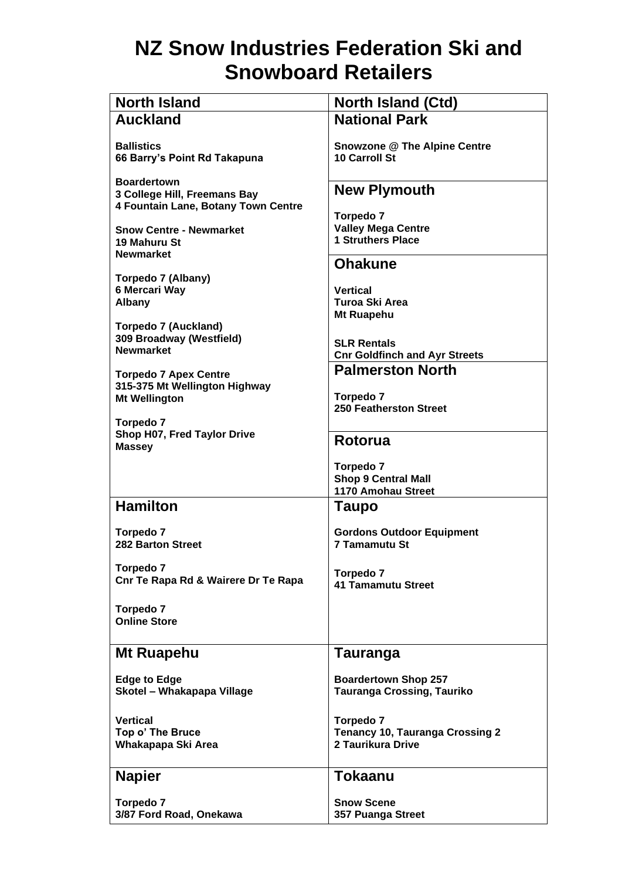# NZ Snow Industries Federation Ski and Snowboard Retailers

| North Island | North Island (Ctd) |
| --- | --- |
| **Auckland**<br><br>**Ballistics**<br>**66 Barry's Point Rd Takapuna**<br><br>**Boardertown**<br>**3 College Hill, Freemans Bay**<br>**4 Fountain Lane, Botany Town Centre**<br><br>**Snow Centre - Newmarket**<br>**19 Mahuru St**<br>**Newmarket**<br><br>**Torpedo 7 (Albany)**<br>**6 Mercari Way**<br>**Albany**<br><br>**Torpedo 7 (Auckland)**<br>**309 Broadway (Westfield)**<br>**Newmarket**<br><br>**Torpedo 7 Apex Centre**<br>**315-375 Mt Wellington Highway**<br>**Mt Wellington**<br><br>**Torpedo 7**<br>**Shop H07, Fred Taylor Drive**<br>**Massey** | **National Park**<br><br>**Snowzone @ The Alpine Centre**<br>**10 Carroll St**<br><br>**New Plymouth**<br><br>**Torpedo 7**<br>**Valley Mega Centre**<br>**1 Struthers Place**<br><br>**Ohakune**<br><br>**Vertical**<br>**Turoa Ski Area**<br>**Mt Ruapehu**<br><br>**SLR Rentals**<br>**Cnr Goldfinch and Ayr Streets**<br><br>**Palmerston North**<br><br>**Torpedo 7**<br>**250 Featherston Street**<br><br>**Rotorua**<br><br>**Torpedo 7**<br>**Shop 9 Central Mall**<br>**1170 Amohau Street** |
| **Hamilton**<br><br>**Torpedo 7**<br>**282 Barton Street**<br><br>**Torpedo 7**<br>**Cnr Te Rapa Rd & Wairere Dr Te Rapa**<br><br>**Torpedo 7**<br>**Online Store** | **Taupo**<br><br>**Gordons Outdoor Equipment**<br>**7 Tamamutu St**<br><br>**Torpedo 7**<br>**41 Tamamutu Street** |
| **Mt Ruapehu**<br><br>**Edge to Edge**<br>**Skotel – Whakapapa Village**<br><br>**Vertical**<br>**Top o' The Bruce**<br>**Whakapapa Ski Area** | **Tauranga**<br><br>**Boardertown Shop 257**<br>**Tauranga Crossing, Tauriko**<br><br>**Torpedo 7**<br>**Tenancy 10, Tauranga Crossing 2**<br>**2 Taurikura Drive** |
| **Napier**<br><br>**Torpedo 7**<br>**3/87 Ford Road, Onekawa** | **Tokaanu**<br><br>**Snow Scene**<br>**357 Puanga Street** |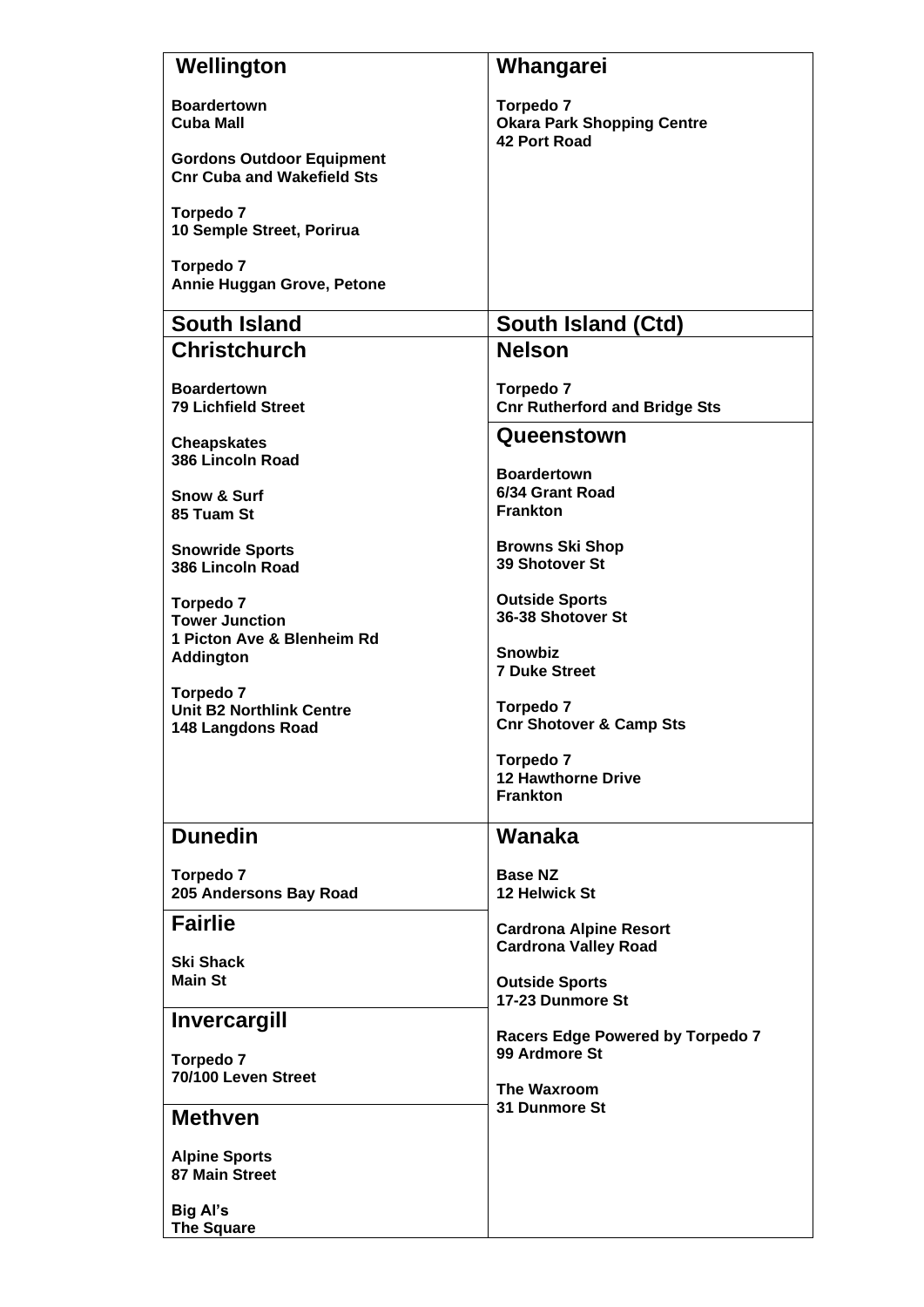## Wellington

**Boardertown**
**Cuba Mall**

**Gordons Outdoor Equipment**
**Cnr Cuba and Wakefield Sts**

**Torpedo 7**
**10 Semple Street, Porirua**

**Torpedo 7**
**Annie Huggan Grove, Petone**

## Whangarei

**Torpedo 7**
**Okara Park Shopping Centre**
**42 Port Road**

# South Island

## Christchurch

**Boardertown**
**79 Lichfield Street**

**Cheapskates**
**386 Lincoln Road**

**Snow & Surf**
**85 Tuam St**

**Snowride Sports**
**386 Lincoln Road**

**Torpedo 7**
**Tower Junction**
**1 Picton Ave & Blenheim Rd**
**Addington**

**Torpedo 7**
**Unit B2 Northlink Centre**
**148 Langdons Road**

## Dunedin

**Torpedo 7**
**205 Andersons Bay Road**

## Fairlie

**Ski Shack**
**Main St**

## Invercargill

**Torpedo 7**
**70/100 Leven Street**

## Methven

**Alpine Sports**
**87 Main Street**

**Big Al's**
**The Square**

# South Island (Ctd)

## Nelson

**Torpedo 7**
**Cnr Rutherford and Bridge Sts**

## Queenstown

**Boardertown**
**6/34 Grant Road**
**Frankton**

**Browns Ski Shop**
**39 Shotover St**

**Outside Sports**
**36-38 Shotover St**

**Snowbiz**
**7 Duke Street**

**Torpedo 7**
**Cnr Shotover & Camp Sts**

**Torpedo 7**
**12 Hawthorne Drive**
**Frankton**

## Wanaka

**Base NZ**
**12 Helwick St**

**Cardrona Alpine Resort**
**Cardrona Valley Road**

**Outside Sports**
**17-23 Dunmore St**

**Racers Edge Powered by Torpedo 7**
**99 Ardmore St**

**The Waxroom**
**31 Dunmore St**